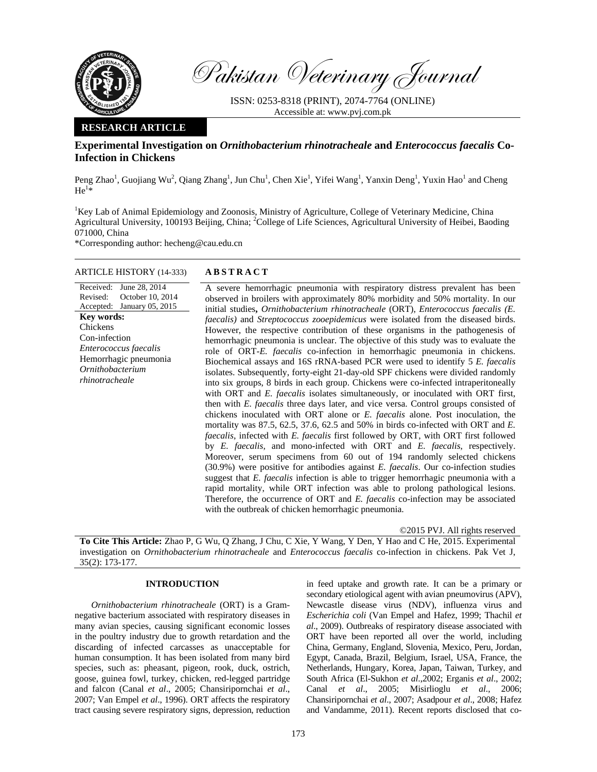Pakistan Veterinary Journal

ISSN: 0253-8318 (PRINT), 2074-7764 (ONLINE)
Accessible at: www.pvj.com.pk

**RESEARCH ARTICLE**

# Experimental Investigation on *Ornithobacterium rhinotracheale* and *Enterococcus faecalis* Co-Infection in Chickens

Peng Zhao[1], Guojiang Wu[2], Qiang Zhang[1], Jun Chu[1], Chen Xie[1], Yifei Wang[1], Yanxin Deng[1], Yuxin Hao[1] and Cheng He[1]*

[1]Key Lab of Animal Epidemiology and Zoonosis, Ministry of Agriculture, College of Veterinary Medicine, China Agricultural University, 100193 Beijing, China; [2]College of Life Sciences, Agricultural University of Heibei, Baoding 071000, China

*Corresponding author: hecheng@cau.edu.cn

**ARTICLE HISTORY** (14-333)

Received: June 28, 2014
Revised: October 10, 2014
Accepted: January 05, 2015

**Key words:**
Chickens
Con-infection
*Enterococcus faecalis*
Hemorrhagic pneumonia
*Ornithobacterium rhinotracheale*

**A B S T R A C T**

A severe hemorrhagic pneumonia with respiratory distress prevalent has been observed in broilers with approximately 80% morbidity and 50% mortality. In our initial studies**,** *Ornithobacterium rhinotracheale* (ORT), *Enterococcus faecalis (E. faecalis)* and *Streptococcus zooepidemicus* were isolated from the diseased birds. However, the respective contribution of these organisms in the pathogenesis of hemorrhagic pneumonia is unclear. The objective of this study was to evaluate the role of ORT-*E. faecalis* co-infection in hemorrhagic pneumonia in chickens. Biochemical assays and 16S rRNA-based PCR were used to identify 5 *E. faecalis* isolates. Subsequently, forty-eight 21-day-old SPF chickens were divided randomly into six groups, 8 birds in each group. Chickens were co-infected intraperitoneally with ORT and *E. faecalis* isolates simultaneously, or inoculated with ORT first, then with *E. faecalis* three days later, and vice versa. Control groups consisted of chickens inoculated with ORT alone or *E. faecalis* alone. Post inoculation, the mortality was 87.5, 62.5, 37.6, 62.5 and 50% in birds co-infected with ORT and *E. faecalis*, infected with *E. faecalis* first followed by ORT, with ORT first followed by *E. faecalis,* and mono-infected with ORT and *E. faecalis*, respectively. Moreover, serum specimens from 60 out of 194 randomly selected chickens (30.9%) were positive for antibodies against *E. faecalis*. Our co-infection studies suggest that *E. faecalis* infection is able to trigger hemorrhagic pneumonia with a rapid mortality, while ORT infection was able to prolong pathological lesions. Therefore, the occurrence of ORT and *E. faecalis* co-infection may be associated with the outbreak of chicken hemorrhagic pneumonia.

©2015 PVJ. All rights reserved

**To Cite This Article:** Zhao P, G Wu, Q Zhang, J Chu, C Xie, Y Wang, Y Den, Y Hao and C He, 2015. Experimental investigation on *Ornithobacterium rhinotracheale* and *Enterococcus faecalis* co-infection in chickens. Pak Vet J, 35(2): 173-177.

## INTRODUCTION

*Ornithobacterium rhinotracheale* (ORT) is a Gram-negative bacterium associated with respiratory diseases in many avian species, causing significant economic losses in the poultry industry due to growth retardation and the discarding of infected carcasses as unacceptable for human consumption. It has been isolated from many bird species, such as: pheasant, pigeon, rook, duck, ostrich, goose, guinea fowl, turkey, chicken, red-legged partridge and falcon (Canal *et al*., 2005; Chansiripornchai *et al*., 2007; Van Empel *et al*., 1996). ORT affects the respiratory tract causing severe respiratory signs, depression, reduction in feed uptake and growth rate. It can be a primary or secondary etiological agent with avian pneumovirus (APV), Newcastle disease virus (NDV), influenza virus and *Escherichia coli* (Van Empel and Hafez, 1999; Thachil *et al*., 2009). Outbreaks of respiratory disease associated with ORT have been reported all over the world, including China, Germany, England, Slovenia, Mexico, Peru, Jordan, Egypt, Canada, Brazil, Belgium, Israel, USA, France, the Netherlands, Hungary, Korea, Japan, Taiwan, Turkey, and South Africa (El-Sukhon *et al*.,2002; Erganis *et al*., 2002; Canal *et al*., 2005; Misirlioglu *et al*., 2006; Chansiripornchai *et al*., 2007; Asadpour *et al*., 2008; Hafez and Vandamme, 2011). Recent reports disclosed that co-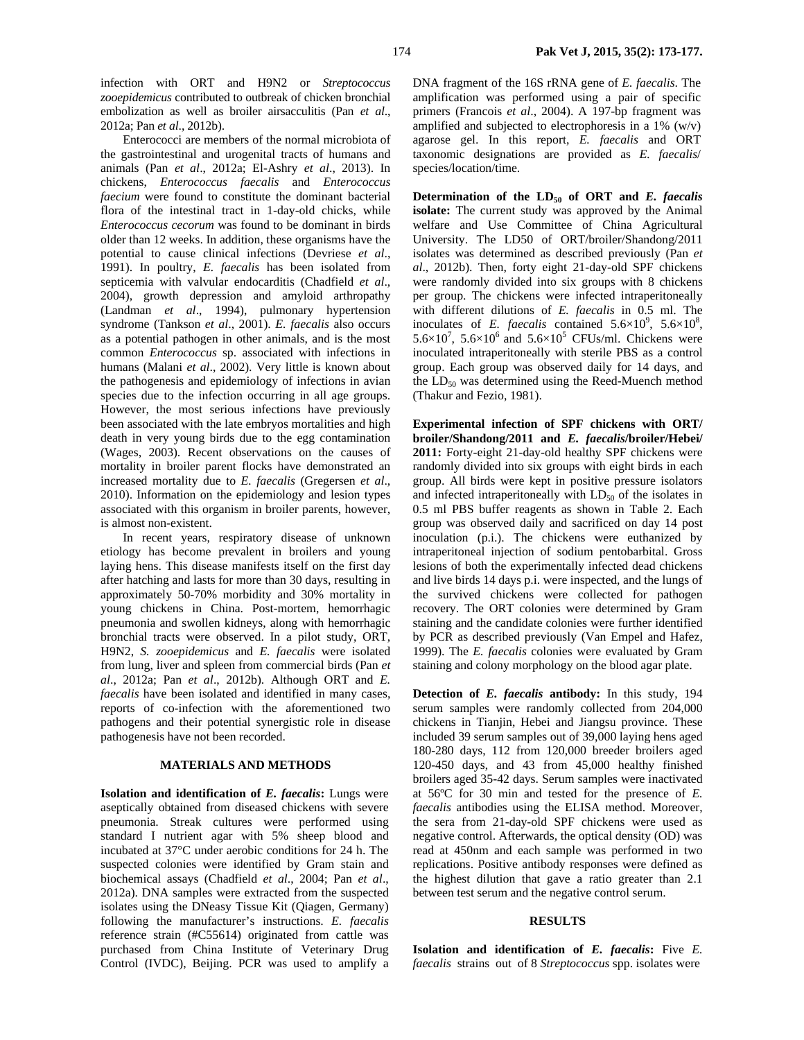infection with ORT and H9N2 or *Streptococcus zooepidemicus* contributed to outbreak of chicken bronchial embolization as well as broiler airsacculitis (Pan *et al*., 2012a; Pan *et al*., 2012b).

Enterococci are members of the normal microbiota of the gastrointestinal and urogenital tracts of humans and animals (Pan *et al*., 2012a; El-Ashry *et al*., 2013). In chickens, *Enterococcus faecalis* and *Enterococcus faecium* were found to constitute the dominant bacterial flora of the intestinal tract in 1-day-old chicks, while *Enterococcus cecorum* was found to be dominant in birds older than 12 weeks. In addition, these organisms have the potential to cause clinical infections (Devriese *et al*., 1991). In poultry, *E. faecalis* has been isolated from septicemia with valvular endocarditis (Chadfield *et al*., 2004), growth depression and amyloid arthropathy (Landman *et al*., 1994), pulmonary hypertension syndrome (Tankson *et al*., 2001). *E. faecalis* also occurs as a potential pathogen in other animals, and is the most common *Enterococcus* sp. associated with infections in humans (Malani *et al*., 2002). Very little is known about the pathogenesis and epidemiology of infections in avian species due to the infection occurring in all age groups. However, the most serious infections have previously been associated with the late embryos mortalities and high death in very young birds due to the egg contamination (Wages, 2003). Recent observations on the causes of mortality in broiler parent flocks have demonstrated an increased mortality due to *E. faecalis* (Gregersen *et al*., 2010). Information on the epidemiology and lesion types associated with this organism in broiler parents, however, is almost non-existent.

In recent years, respiratory disease of unknown etiology has become prevalent in broilers and young laying hens. This disease manifests itself on the first day after hatching and lasts for more than 30 days, resulting in approximately 50-70% morbidity and 30% mortality in young chickens in China. Post-mortem, hemorrhagic pneumonia and swollen kidneys, along with hemorrhagic bronchial tracts were observed. In a pilot study, ORT, H9N2, *S. zooepidemicus* and *E. faecalis* were isolated from lung, liver and spleen from commercial birds (Pan *et al*., 2012a; Pan *et al*., 2012b). Although ORT and *E. faecalis* have been isolated and identified in many cases, reports of co-infection with the aforementioned two pathogens and their potential synergistic role in disease pathogenesis have not been recorded.

## MATERIALS AND METHODS

**Isolation and identification of *E. faecalis*:** Lungs were aseptically obtained from diseased chickens with severe pneumonia. Streak cultures were performed using standard I nutrient agar with 5% sheep blood and incubated at 37°C under aerobic conditions for 24 h. The suspected colonies were identified by Gram stain and biochemical assays (Chadfield *et al*., 2004; Pan *et al*., 2012a). DNA samples were extracted from the suspected isolates using the DNeasy Tissue Kit (Qiagen, Germany) following the manufacturer's instructions. *E. faecalis* reference strain (#C55614) originated from cattle was purchased from China Institute of Veterinary Drug Control (IVDC), Beijing. PCR was used to amplify a DNA fragment of the 16S rRNA gene of *E. faecalis*. The amplification was performed using a pair of specific primers (Francois *et al*., 2004). A 197-bp fragment was amplified and subjected to electrophoresis in a 1% (w/v) agarose gel. In this report, *E. faecalis* and ORT taxonomic designations are provided as *E. faecalis*/ species/location/time.

**Determination of the $LD_{50}$ of ORT and *E. faecalis* isolate:** The current study was approved by the Animal welfare and Use Committee of China Agricultural University. The LD50 of ORT/broiler/Shandong/2011 isolates was determined as described previously (Pan *et al*., 2012b). Then, forty eight 21-day-old SPF chickens were randomly divided into six groups with 8 chickens per group. The chickens were infected intraperitoneally with different dilutions of *E. faecalis* in 0.5 ml. The inoculates of *E. faecalis* contained $5.6\times10^9$, $5.6\times10^8$, $5.6\times10^7$, $5.6\times10^6$ and $5.6\times10^5$ CFUs/ml. Chickens were inoculated intraperitoneally with sterile PBS as a control group. Each group was observed daily for 14 days, and the $LD_{50}$ was determined using the Reed-Muench method (Thakur and Fezio, 1981).

**Experimental infection of SPF chickens with ORT/ broiler/Shandong/2011 and *E. faecalis*/broiler/Hebei/ 2011:** Forty-eight 21-day-old healthy SPF chickens were randomly divided into six groups with eight birds in each group. All birds were kept in positive pressure isolators and infected intraperitoneally with $LD_{50}$ of the isolates in 0.5 ml PBS buffer reagents as shown in Table 2. Each group was observed daily and sacrificed on day 14 post inoculation (p.i.). The chickens were euthanized by intraperitoneal injection of sodium pentobarbital. Gross lesions of both the experimentally infected dead chickens and live birds 14 days p.i. were inspected, and the lungs of the survived chickens were collected for pathogen recovery. The ORT colonies were determined by Gram staining and the candidate colonies were further identified by PCR as described previously (Van Empel and Hafez, 1999). The *E. faecalis* colonies were evaluated by Gram staining and colony morphology on the blood agar plate.

**Detection of *E. faecalis* antibody:** In this study, 194 serum samples were randomly collected from 204,000 chickens in Tianjin, Hebei and Jiangsu province. These included 39 serum samples out of 39,000 laying hens aged 180-280 days, 112 from 120,000 breeder broilers aged 120-450 days, and 43 from 45,000 healthy finished broilers aged 35-42 days. Serum samples were inactivated at 56ºC for 30 min and tested for the presence of *E. faecalis* antibodies using the ELISA method. Moreover, the sera from 21-day-old SPF chickens were used as negative control. Afterwards, the optical density (OD) was read at 450nm and each sample was performed in two replications. Positive antibody responses were defined as the highest dilution that gave a ratio greater than 2.1 between test serum and the negative control serum.

## RESULTS

**Isolation and identification of *E. faecalis*:** Five *E. faecalis* strains out of 8 *Streptococcus* spp. isolates were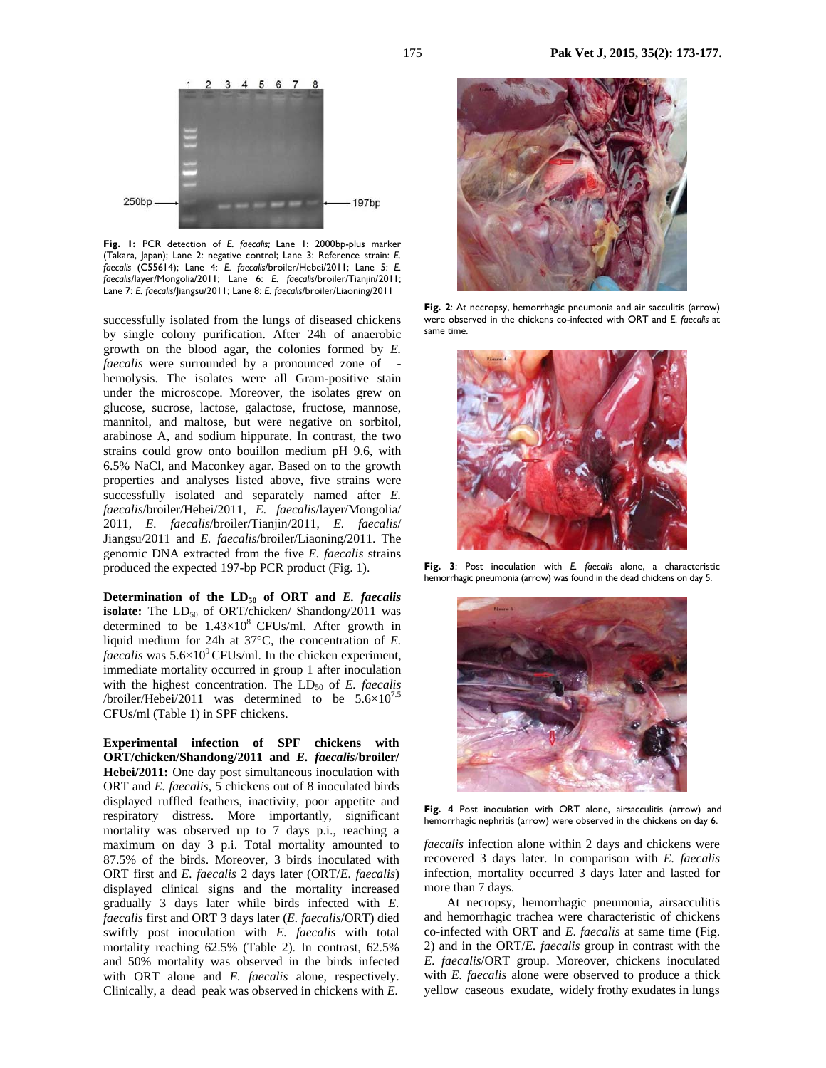Fig. 1: PCR detection of *E. faecalis;* Lane 1: 2000bp-plus marker (Takara, Japan); Lane 2: negative control; Lane 3: Reference strain: *E. faecalis* (C55614); Lane 4: *E. faecalis*/broiler/Hebei/2011; Lane 5: *E. faecalis*/layer/Mongolia/2011; Lane 6: *E. faecalis*/broiler/Tianjin/2011; Lane 7: *E. faecalis*/Jiangsu/2011; Lane 8: *E. faecalis*/broiler/Liaoning/2011

successfully isolated from the lungs of diseased chickens by single colony purification. After 24h of anaerobic growth on the blood agar, the colonies formed by *E. faecalis* were surrounded by a pronounced zone of - hemolysis. The isolates were all Gram-positive stain under the microscope. Moreover, the isolates grew on glucose, sucrose, lactose, galactose, fructose, mannose, mannitol, and maltose, but were negative on sorbitol, arabinose A, and sodium hippurate. In contrast, the two strains could grow onto bouillon medium pH 9.6, with 6.5% NaCl, and Maconkey agar. Based on to the growth properties and analyses listed above, five strains were successfully isolated and separately named after *E. faecalis*/broiler/Hebei/2011, *E. faecalis*/layer/Mongolia/2011, *E. faecalis*/broiler/Tianjin/2011, *E. faecalis*/Jiangsu/2011 and *E. faecalis*/broiler/Liaoning/2011. The genomic DNA extracted from the five *E. faecalis* strains produced the expected 197-bp PCR product (Fig. 1).

**Determination of the $LD_{50}$ of ORT and *E. faecalis* isolate:** The $LD_{50}$ of ORT/chicken/ Shandong/2011 was determined to be $1.43\times10^8$ CFUs/ml. After growth in liquid medium for 24h at 37°C, the concentration of *E. faecalis* was $5.6\times10^9$ CFUs/ml. In the chicken experiment, immediate mortality occurred in group 1 after inoculation with the highest concentration. The $LD_{50}$ of *E. faecalis* /broiler/Hebei/2011 was determined to be $5.6\times10^{7.5}$ CFUs/ml (Table 1) in SPF chickens.

**Experimental infection of SPF chickens with ORT/chicken/Shandong/2011 and *E. faecalis*/broiler/ Hebei/2011:** One day post simultaneous inoculation with ORT and *E. faecalis*, 5 chickens out of 8 inoculated birds displayed ruffled feathers, inactivity, poor appetite and respiratory distress. More importantly, significant mortality was observed up to 7 days p.i., reaching a maximum on day 3 p.i. Total mortality amounted to 87.5% of the birds. Moreover, 3 birds inoculated with ORT first and *E. faecalis* 2 days later (ORT/*E. faecalis*) displayed clinical signs and the mortality increased gradually 3 days later while birds infected with *E. faecalis* first and ORT 3 days later (*E. faecalis*/ORT) died swiftly post inoculation with *E. faecalis* with total mortality reaching 62.5% (Table 2). In contrast, 62.5% and 50% mortality was observed in the birds infected with ORT alone and *E. faecalis* alone, respectively. Clinically, a dead peak was observed in chickens with *E. faecalis* infection alone within 2 days and chickens were recovered 3 days later. In comparison with *E. faecalis* infection, mortality occurred 3 days later and lasted for more than 7 days.

At necropsy, hemorrhagic pneumonia, airsacculitis and hemorrhagic trachea were characteristic of chickens co-infected with ORT and *E. faecalis* at same time (Fig. 2) and in the ORT/*E. faecalis* group in contrast with the *E. faecalis*/ORT group. Moreover, chickens inoculated with *E. faecalis* alone were observed to produce a thick yellow caseous exudate, widely frothy exudates in lungs

Fig. 2: At necropsy, hemorrhagic pneumonia and air sacculitis (arrow) were observed in the chickens co-infected with ORT and *E. faecalis* at same time.

Fig. 3: Post inoculation with *E. faecalis* alone, a characteristic hemorrhagic pneumonia (arrow) was found in the dead chickens on day 5.

Fig. 4 Post inoculation with ORT alone, airsacculitis (arrow) and hemorrhagic nephritis (arrow) were observed in the chickens on day 6.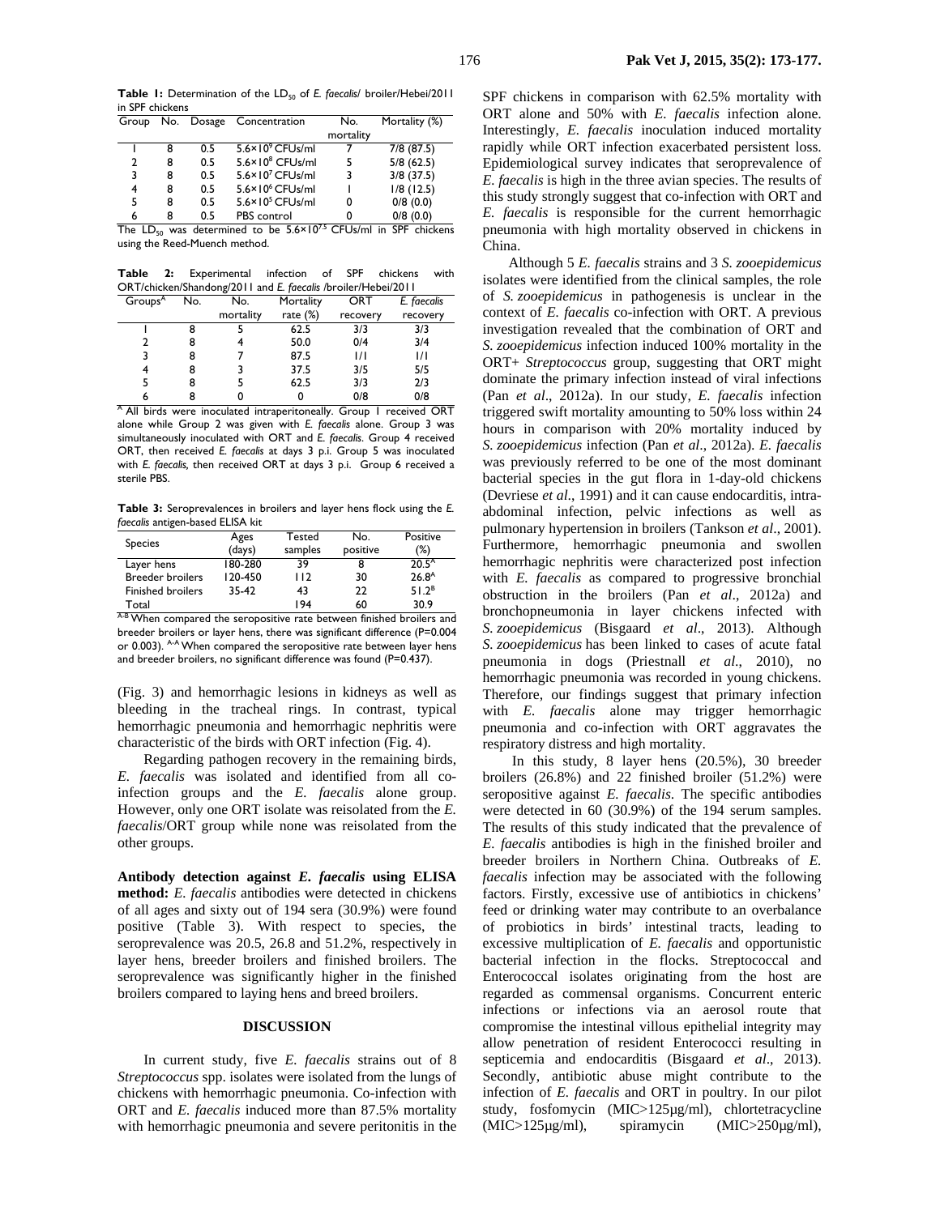**Table 1:** Determination of the $LD_{50}$ of *E. faecalis*/ broiler/Hebei/2011 in SPF chickens

| Group | No. | Dosage | Concentration | No. mortality | Mortality (%) |
|---|---|---|---|---|---|
| 1 | 8 | 0.5 | $5.6\times10^9$ CFUs/ml | 7 | 7/8 (87.5) |
| 2 | 8 | 0.5 | $5.6\times10^8$ CFUs/ml | 5 | 5/8 (62.5) |
| 3 | 8 | 0.5 | $5.6\times10^7$ CFUs/ml | 3 | 3/8 (37.5) |
| 4 | 8 | 0.5 | $5.6\times10^6$ CFUs/ml | 1 | 1/8 (12.5) |
| 5 | 8 | 0.5 | $5.6\times10^5$ CFUs/ml | 0 | 0/8 (0.0) |
| 6 | 8 | 0.5 | PBS control | 0 | 0/8 (0.0) |

The $LD_{50}$ was determined to be $5.6\times10^{7.5}$ CFUs/ml in SPF chickens using the Reed-Muench method.

**Table 2:** Experimental infection of SPF chickens with ORT/chicken/Shandong/2011 and *E. faecalis* /broiler/Hebei/2011

| Groups[A] | No. | No. mortality | Mortality rate (%) | ORT recovery | *E. faecalis* recovery |
|---|---|---|---|---|---|
| 1 | 8 | 5 | 62.5 | 3/3 | 3/3 |
| 2 | 8 | 4 | 50.0 | 0/4 | 3/4 |
| 3 | 8 | 7 | 87.5 | 1/1 | 1/1 |
| 4 | 8 | 3 | 37.5 | 3/5 | 5/5 |
| 5 | 8 | 5 | 62.5 | 3/3 | 2/3 |
| 6 | 8 | 0 | 0 | 0/8 | 0/8 |

[A] All birds were inoculated intraperitoneally. Group 1 received ORT alone while Group 2 was given with *E. faecalis* alone. Group 3 was simultaneously inoculated with ORT and *E. faecalis*. Group 4 received ORT, then received *E. faecalis* at days 3 p.i. Group 5 was inoculated with *E. faecalis*, then received ORT at days 3 p.i. Group 6 received a sterile PBS.

**Table 3:** Seroprevalences in broilers and layer hens flock using the *E. faecalis* antigen-based ELISA kit

| Species | Ages (days) | Tested samples | No. positive | Positive (%) |
|---|---|---|---|---|
| Layer hens | 180-280 | 39 | 8 | 20.5[A] |
| Breeder broilers | 120-450 | 112 | 30 | 26.8[A] |
| Finished broilers | 35-42 | 43 | 22 | 51.2[B] |
| Total | | 194 | 60 | 30.9 |

[A-B] When compared the seropositive rate between finished broilers and breeder broilers or layer hens, there was significant difference (P=0.004 or 0.003). [A-A] When compared the seropositive rate between layer hens and breeder broilers, no significant difference was found (P=0.437).

(Fig. 3) and hemorrhagic lesions in kidneys as well as bleeding in the tracheal rings. In contrast, typical hemorrhagic pneumonia and hemorrhagic nephritis were characteristic of the birds with ORT infection (Fig. 4).

Regarding pathogen recovery in the remaining birds, *E. faecalis* was isolated and identified from all co-infection groups and the *E. faecalis* alone group. However, only one ORT isolate was reisolated from the *E. faecalis*/ORT group while none was reisolated from the other groups.

**Antibody detection against *E. faecalis* using ELISA method:** *E. faecalis* antibodies were detected in chickens of all ages and sixty out of 194 sera (30.9%) were found positive (Table 3). With respect to species, the seroprevalence was 20.5, 26.8 and 51.2%, respectively in layer hens, breeder broilers and finished broilers. The seroprevalence was significantly higher in the finished broilers compared to laying hens and breed broilers.

## DISCUSSION

In current study, five *E. faecalis* strains out of 8 *Streptococcus* spp. isolates were isolated from the lungs of chickens with hemorrhagic pneumonia. Co-infection with ORT and *E. faecalis* induced more than 87.5% mortality with hemorrhagic pneumonia and severe peritonitis in the SPF chickens in comparison with 62.5% mortality with ORT alone and 50% with *E. faecalis* infection alone. Interestingly, *E. faecalis* inoculation induced mortality rapidly while ORT infection exacerbated persistent loss. Epidemiological survey indicates that seroprevalence of *E. faecalis* is high in the three avian species. The results of this study strongly suggest that co-infection with ORT and *E. faecalis* is responsible for the current hemorrhagic pneumonia with high mortality observed in chickens in China.

Although 5 *E. faecalis* strains and 3 *S. zooepidemicus* isolates were identified from the clinical samples, the role of *S. zooepidemicus* in pathogenesis is unclear in the context of *E. faecalis* co-infection with ORT. A previous investigation revealed that the combination of ORT and *S. zooepidemicus* infection induced 100% mortality in the ORT+ *Streptococcus* group, suggesting that ORT might dominate the primary infection instead of viral infections (Pan *et al*., 2012a). In our study, *E. faecalis* infection triggered swift mortality amounting to 50% loss within 24 hours in comparison with 20% mortality induced by *S. zooepidemicus* infection (Pan *et al*., 2012a). *E. faecalis* was previously referred to be one of the most dominant bacterial species in the gut flora in 1-day-old chickens (Devriese *et al*., 1991) and it can cause endocarditis, intra-abdominal infection, pelvic infections as well as pulmonary hypertension in broilers (Tankson *et al*., 2001). Furthermore, hemorrhagic pneumonia and swollen hemorrhagic nephritis were characterized post infection with *E. faecalis* as compared to progressive bronchial obstruction in the broilers (Pan *et al*., 2012a) and bronchopneumonia in layer chickens infected with *S. zooepidemicus* (Bisgaard *et al*., 2013). Although *S. zooepidemicus* has been linked to cases of acute fatal pneumonia in dogs (Priestnall *et al*., 2010), no hemorrhagic pneumonia was recorded in young chickens. Therefore, our findings suggest that primary infection with *E. faecalis* alone may trigger hemorrhagic pneumonia and co-infection with ORT aggravates the respiratory distress and high mortality.

In this study, 8 layer hens (20.5%), 30 breeder broilers (26.8%) and 22 finished broiler (51.2%) were seropositive against *E. faecalis*. The specific antibodies were detected in 60 (30.9%) of the 194 serum samples. The results of this study indicated that the prevalence of *E. faecalis* antibodies is high in the finished broiler and breeder broilers in Northern China. Outbreaks of *E. faecalis* infection may be associated with the following factors. Firstly, excessive use of antibiotics in chickens' feed or drinking water may contribute to an overbalance of probiotics in birds' intestinal tracts, leading to excessive multiplication of *E. faecalis* and opportunistic bacterial infection in the flocks. Streptococcal and Enterococcal isolates originating from the host are regarded as commensal organisms. Concurrent enteric infections or infections via an aerosol route that compromise the intestinal villous epithelial integrity may allow penetration of resident Enterococci resulting in septicemia and endocarditis (Bisgaard *et al*., 2013). Secondly, antibiotic abuse might contribute to the infection of *E. faecalis* and ORT in poultry. In our pilot study, fosfomycin (MIC>125µg/ml), chlortetracycline (MIC>125µg/ml), spiramycin (MIC>250µg/ml),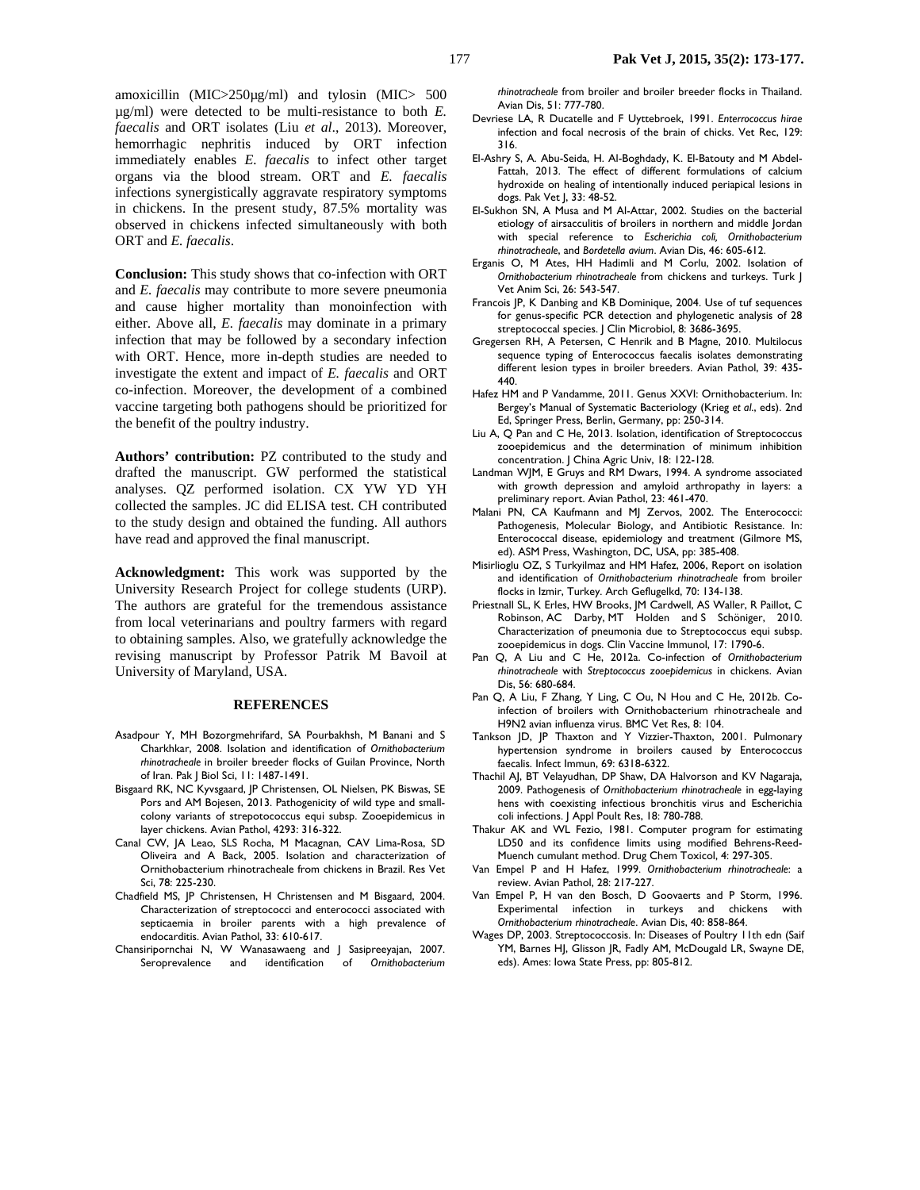amoxicillin (MIC>250μg/ml) and tylosin (MIC> 500 μg/ml) were detected to be multi-resistance to both *E. faecalis* and ORT isolates (Liu *et al*., 2013). Moreover, hemorrhagic nephritis induced by ORT infection immediately enables *E. faecalis* to infect other target organs via the blood stream. ORT and *E. faecalis* infections synergistically aggravate respiratory symptoms in chickens. In the present study, 87.5% mortality was observed in chickens infected simultaneously with both ORT and *E. faecalis*.

**Conclusion:** This study shows that co-infection with ORT and *E. faecalis* may contribute to more severe pneumonia and cause higher mortality than monoinfection with either. Above all, *E. faecalis* may dominate in a primary infection that may be followed by a secondary infection with ORT. Hence, more in-depth studies are needed to investigate the extent and impact of *E. faecalis* and ORT co-infection. Moreover, the development of a combined vaccine targeting both pathogens should be prioritized for the benefit of the poultry industry.

**Authors' contribution:** PZ contributed to the study and drafted the manuscript. GW performed the statistical analyses. QZ performed isolation. CX YW YD YH collected the samples. JC did ELISA test. CH contributed to the study design and obtained the funding. All authors have read and approved the final manuscript.

**Acknowledgment:** This work was supported by the University Research Project for college students (URP). The authors are grateful for the tremendous assistance from local veterinarians and poultry farmers with regard to obtaining samples. Also, we gratefully acknowledge the revising manuscript by Professor Patrik M Bavoil at University of Maryland, USA.

## REFERENCES

Asadpour Y, MH Bozorgmehrifard, SA Pourbakhsh, M Banani and S Charkhkar, 2008. Isolation and identification of *Ornithobacterium rhinotracheale* in broiler breeder flocks of Guilan Province, North of Iran. Pak J Biol Sci, 11: 1487-1491.

Bisgaard RK, NC Kyvsgaard, JP Christensen, OL Nielsen, PK Biswas, SE Pors and AM Bojesen, 2013. Pathogenicity of wild type and small-colony variants of strepotococcus equi subsp. Zooepidemicus in layer chickens. Avian Pathol, 4293: 316-322.

Canal CW, JA Leao, SLS Rocha, M Macagnan, CAV Lima-Rosa, SD Oliveira and A Back, 2005. Isolation and characterization of Ornithobacterium rhinotracheale from chickens in Brazil. Res Vet Sci, 78: 225-230.

Chadfield MS, JP Christensen, H Christensen and M Bisgaard, 2004. Characterization of streptococci and enterococci associated with septicaemia in broiler parents with a high prevalence of endocarditis. Avian Pathol, 33: 610-617.

Chansiripornchai N, W Wanasawaeng and J Sasipreeyajan, 2007. Seroprevalence and identification of *Ornithobacterium rhinotracheale* from broiler and broiler breeder flocks in Thailand. Avian Dis, 51: 777-780.

Devriese LA, R Ducatelle and F Uyttebroek, 1991. *Enterrococcus hirae* infection and focal necrosis of the brain of chicks. Vet Rec, 129: 316.

El-Ashry S, A. Abu-Seida, H. Al-Boghdady, K. El-Batouty and M Abdel-Fattah, 2013. The effect of different formulations of calcium hydroxide on healing of intentionally induced periapical lesions in dogs. Pak Vet J, 33: 48-52.

El-Sukhon SN, A Musa and M Al-Attar, 2002. Studies on the bacterial etiology of airsacculitis of broilers in northern and middle Jordan with special reference to *Escherichia coli, Ornithobacterium rhinotracheale*, and *Bordetella avium*. Avian Dis, 46: 605-612.

Erganis O, M Ates, HH Hadimli and M Corlu, 2002. Isolation of *Ornithobacterium rhinotracheale* from chickens and turkeys. Turk J Vet Anim Sci, 26: 543-547.

Francois JP, K Danbing and KB Dominique, 2004. Use of tuf sequences for genus-specific PCR detection and phylogenetic analysis of 28 streptococcal species. J Clin Microbiol, 8: 3686-3695.

Gregersen RH, A Petersen, C Henrik and B Magne, 2010. Multilocus sequence typing of Enterococcus faecalis isolates demonstrating different lesion types in broiler breeders. Avian Pathol, 39: 435-440.

Hafez HM and P Vandamme, 2011. Genus XXVI: Ornithobacterium. In: Bergey's Manual of Systematic Bacteriology (Krieg *et al*., eds). 2nd Ed, Springer Press, Berlin, Germany, pp: 250-314.

Liu A, Q Pan and C He, 2013. Isolation, identification of Streptococcus zooepidemicus and the determination of minimum inhibition concentration. J China Agric Univ, 18: 122-128.

Landman WJM, E Gruys and RM Dwars, 1994. A syndrome associated with growth depression and amyloid arthropathy in layers: a preliminary report. Avian Pathol, 23: 461-470.

Malani PN, CA Kaufmann and MJ Zervos, 2002. The Enterococci: Pathogenesis, Molecular Biology, and Antibiotic Resistance. In: Enterococcal disease, epidemiology and treatment (Gilmore MS, ed). ASM Press, Washington, DC, USA, pp: 385-408.

Misirlioglu OZ, S Turkyilmaz and HM Hafez, 2006, Report on isolation and identification of *Ornithobacterium rhinotracheale* from broiler flocks in Izmir, Turkey. Arch Geflugelkd, 70: 134-138.

Priestnall SL, K Erles, HW Brooks, JM Cardwell, AS Waller, R Paillot, C Robinson, AC Darby, MT Holden and S Schöniger, 2010. Characterization of pneumonia due to Streptococcus equi subsp. zooepidemicus in dogs. Clin Vaccine Immunol, 17: 1790-6.

Pan Q, A Liu and C He, 2012a. Co-infection of *Ornithobacterium rhinotracheale* with *Streptococcus zooepidemicus* in chickens. Avian Dis, 56: 680-684.

Pan Q, A Liu, F Zhang, Y Ling, C Ou, N Hou and C He, 2012b. Co-infection of broilers with Ornithobacterium rhinotracheale and H9N2 avian influenza virus. BMC Vet Res, 8: 104.

Tankson JD, JP Thaxton and Y Vizzier-Thaxton, 2001. Pulmonary hypertension syndrome in broilers caused by Enterococcus faecalis. Infect Immun, 69: 6318-6322.

Thachil AJ, BT Velayudhan, DP Shaw, DA Halvorson and KV Nagaraja, 2009. Pathogenesis of *Ornithobacterium rhinotracheale* in egg-laying hens with coexisting infectious bronchitis virus and Escherichia coli infections. J Appl Poult Res, 18: 780-788.

Thakur AK and WL Fezio, 1981. Computer program for estimating LD50 and its confidence limits using modified Behrens-Reed-Muench cumulant method. Drug Chem Toxicol, 4: 297-305.

Van Empel P and H Hafez, 1999. *Ornithobacterium rhinotracheale*: a review. Avian Pathol, 28: 217-227.

Van Empel P, H van den Bosch, D Goovaerts and P Storm, 1996. Experimental infection in turkeys and chickens with *Ornithobacterium rhinotracheale*. Avian Dis, 40: 858-864.

Wages DP, 2003. Streptococcosis. In: Diseases of Poultry 11th edn (Saif YM, Barnes HJ, Glisson JR, Fadly AM, McDougald LR, Swayne DE, eds). Ames: Iowa State Press, pp: 805-812.